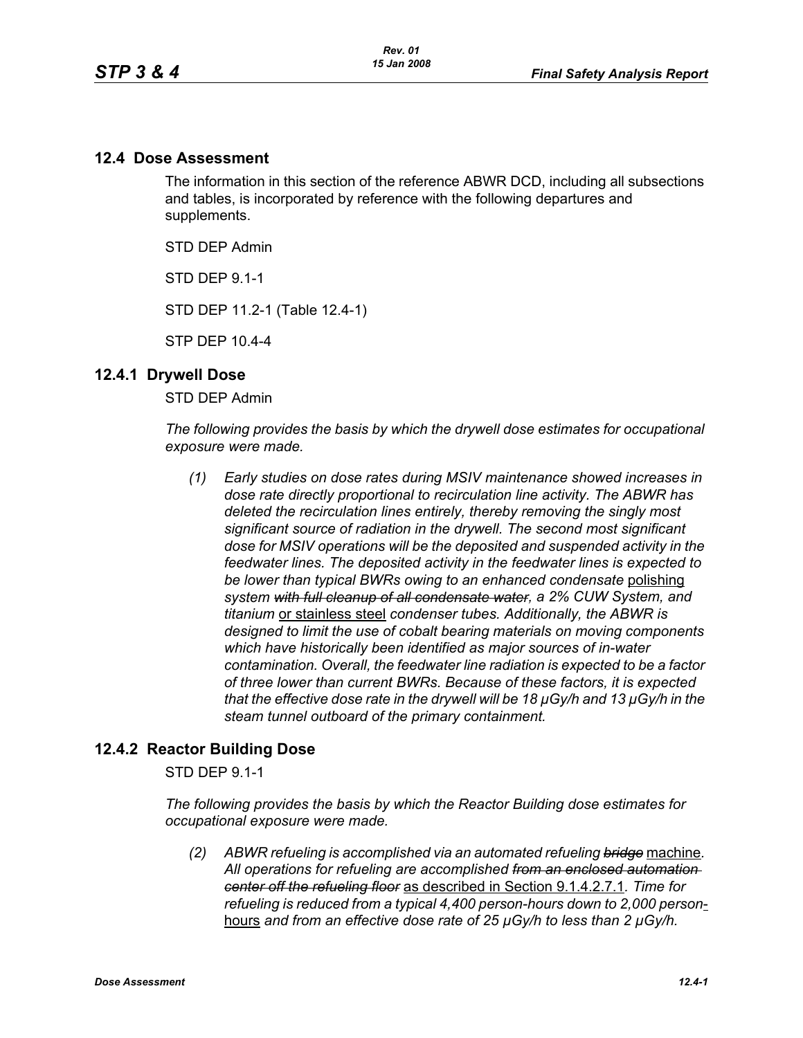## 12.4 Dose Assessment

The information in this section of the reference ABWR DCD, including all subsections and tables, is incorporated by reference with the following departures and supplements.

STD DEP Admin

STD DEP 9.1-1

STD DEP 11.2-1 (Table 12.4-1)

STP DEP 10.4-4

### 12.4.1 Drywell Dose

STD DEP Admin

*The following provides the basis by which the drywell dose estimates for occupational exposure were made.*

*(1) Early studies on dose rates during MSIV maintenance showed increases in dose rate directly proportional to recirculation line activity. The ABWR has deleted the recirculation lines entirely, thereby removing the singly most significant source of radiation in the drywell. The second most significant dose for MSIV operations will be the deposited and suspended activity in the feedwater lines. The deposited activity in the feedwater lines is expected to be lower than typical BWRs owing to an enhanced condensate* <u>polishing</u> *system ~~with full cleanup of all condensate water~~, a 2% CUW System, and titanium* <u>or stainless steel</u> *condenser tubes. Additionally, the ABWR is designed to limit the use of cobalt bearing materials on moving components which have historically been identified as major sources of in-water contamination. Overall, the feedwater line radiation is expected to be a factor of three lower than current BWRs. Because of these factors, it is expected that the effective dose rate in the drywell will be 18 μGy/h and 13 μGy/h in the steam tunnel outboard of the primary containment.*

### 12.4.2 Reactor Building Dose

STD DEP 9.1-1

*The following provides the basis by which the Reactor Building dose estimates for occupational exposure were made.*

*(2) ABWR refueling is accomplished via an automated refueling ~~bridge~~* <u>machine</u>*. All operations for refueling are accomplished ~~from an enclosed automation center off the refueling floor~~* <u>as described in Section 9.1.4.2.7.1</u>*. Time for refueling is reduced from a typical 4,400 person-hours down to 2,000 person*<u>-hours</u> *and from an effective dose rate of 25 μGy/h to less than 2 μGy/h.*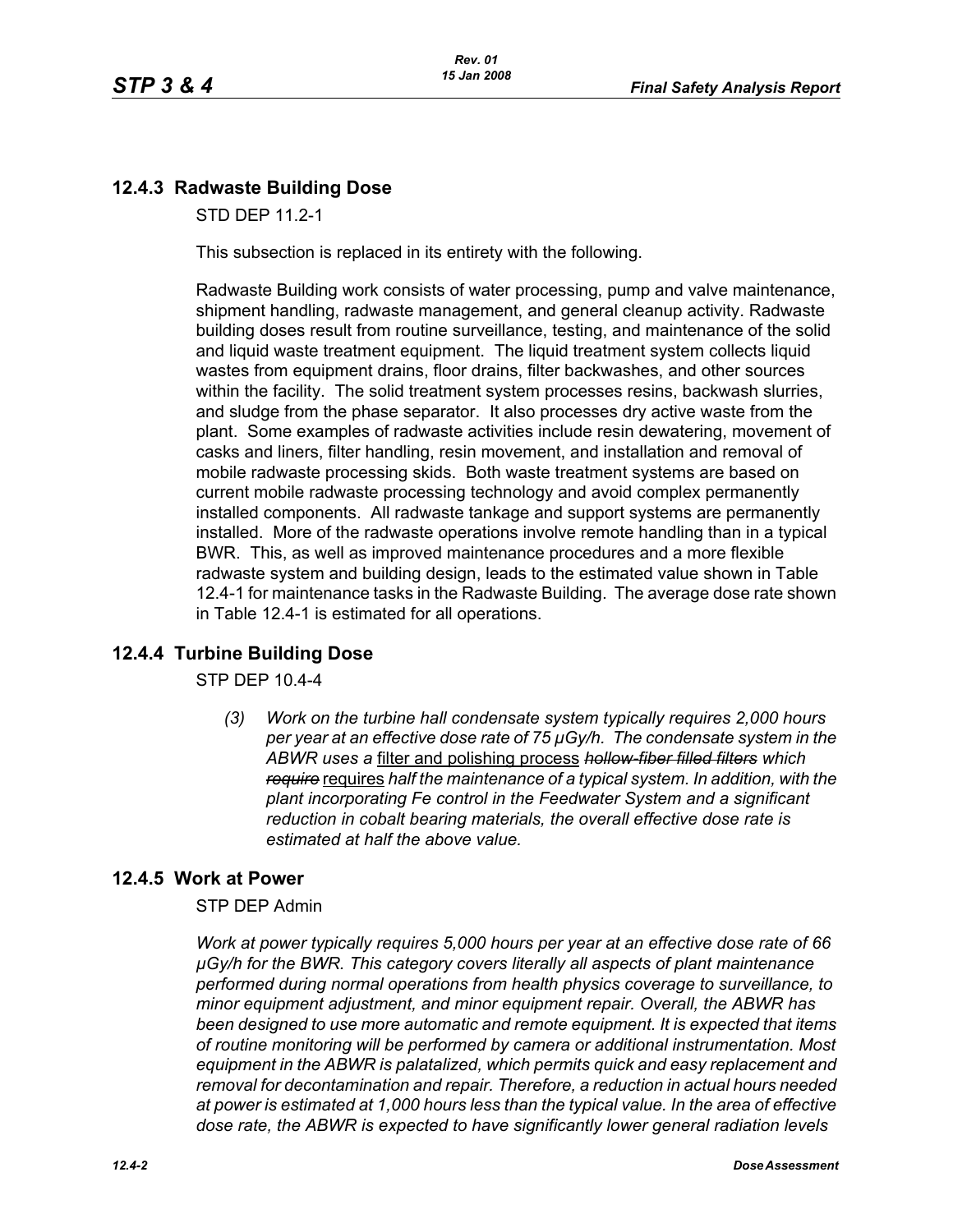## 12.4.3 Radwaste Building Dose

STD DEP 11.2-1

This subsection is replaced in its entirety with the following.

Radwaste Building work consists of water processing, pump and valve maintenance, shipment handling, radwaste management, and general cleanup activity. Radwaste building doses result from routine surveillance, testing, and maintenance of the solid and liquid waste treatment equipment. The liquid treatment system collects liquid wastes from equipment drains, floor drains, filter backwashes, and other sources within the facility. The solid treatment system processes resins, backwash slurries, and sludge from the phase separator. It also processes dry active waste from the plant. Some examples of radwaste activities include resin dewatering, movement of casks and liners, filter handling, resin movement, and installation and removal of mobile radwaste processing skids. Both waste treatment systems are based on current mobile radwaste processing technology and avoid complex permanently installed components. All radwaste tankage and support systems are permanently installed. More of the radwaste operations involve remote handling than in a typical BWR. This, as well as improved maintenance procedures and a more flexible radwaste system and building design, leads to the estimated value shown in Table 12.4-1 for maintenance tasks in the Radwaste Building. The average dose rate shown in Table 12.4-1 is estimated for all operations.

## 12.4.4 Turbine Building Dose

STP DEP 10.4-4

*(3) Work on the turbine hall condensate system typically requires 2,000 hours per year at an effective dose rate of 75 µGy/h. The condensate system in the ABWR uses a* <u>filter and polishing process</u> ~~*hollow-fiber filled filters*~~ *which* ~~*require*~~ <u>requires</u> *half the maintenance of a typical system. In addition, with the plant incorporating Fe control in the Feedwater System and a significant reduction in cobalt bearing materials, the overall effective dose rate is estimated at half the above value.*

## 12.4.5 Work at Power

STP DEP Admin

*Work at power typically requires 5,000 hours per year at an effective dose rate of 66 µGy/h for the BWR. This category covers literally all aspects of plant maintenance performed during normal operations from health physics coverage to surveillance, to minor equipment adjustment, and minor equipment repair. Overall, the ABWR has been designed to use more automatic and remote equipment. It is expected that items of routine monitoring will be performed by camera or additional instrumentation. Most equipment in the ABWR is palatalized, which permits quick and easy replacement and removal for decontamination and repair. Therefore, a reduction in actual hours needed at power is estimated at 1,000 hours less than the typical value. In the area of effective dose rate, the ABWR is expected to have significantly lower general radiation levels*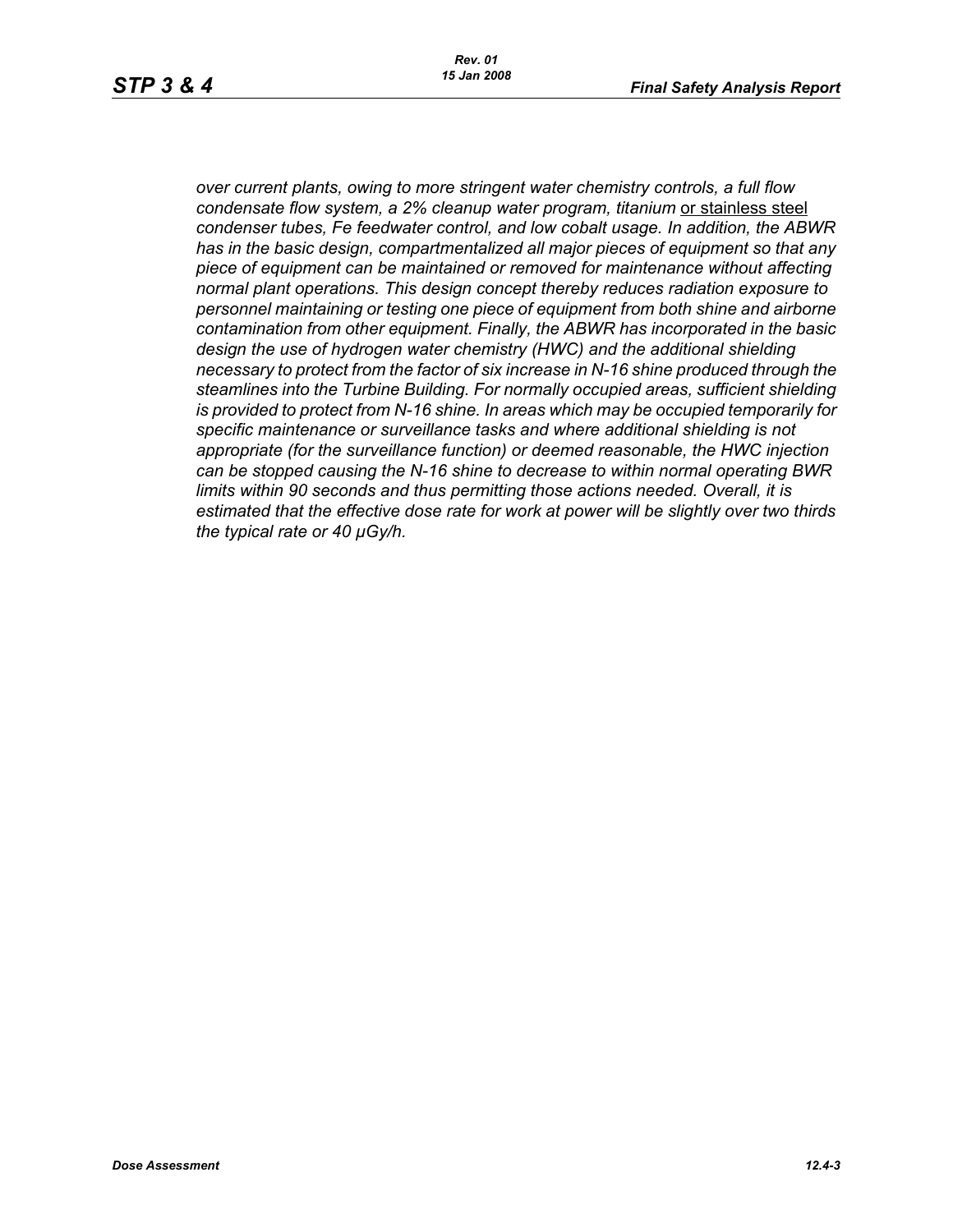*over current plants, owing to more stringent water chemistry controls, a full flow condensate flow system, a 2% cleanup water program, titanium* or stainless steel *condenser tubes, Fe feedwater control, and low cobalt usage. In addition, the ABWR has in the basic design, compartmentalized all major pieces of equipment so that any piece of equipment can be maintained or removed for maintenance without affecting normal plant operations. This design concept thereby reduces radiation exposure to personnel maintaining or testing one piece of equipment from both shine and airborne contamination from other equipment. Finally, the ABWR has incorporated in the basic design the use of hydrogen water chemistry (HWC) and the additional shielding necessary to protect from the factor of six increase in N-16 shine produced through the steamlines into the Turbine Building. For normally occupied areas, sufficient shielding is provided to protect from N-16 shine. In areas which may be occupied temporarily for specific maintenance or surveillance tasks and where additional shielding is not appropriate (for the surveillance function) or deemed reasonable, the HWC injection can be stopped causing the N-16 shine to decrease to within normal operating BWR limits within 90 seconds and thus permitting those actions needed. Overall, it is estimated that the effective dose rate for work at power will be slightly over two thirds the typical rate or 40 μGy/h.*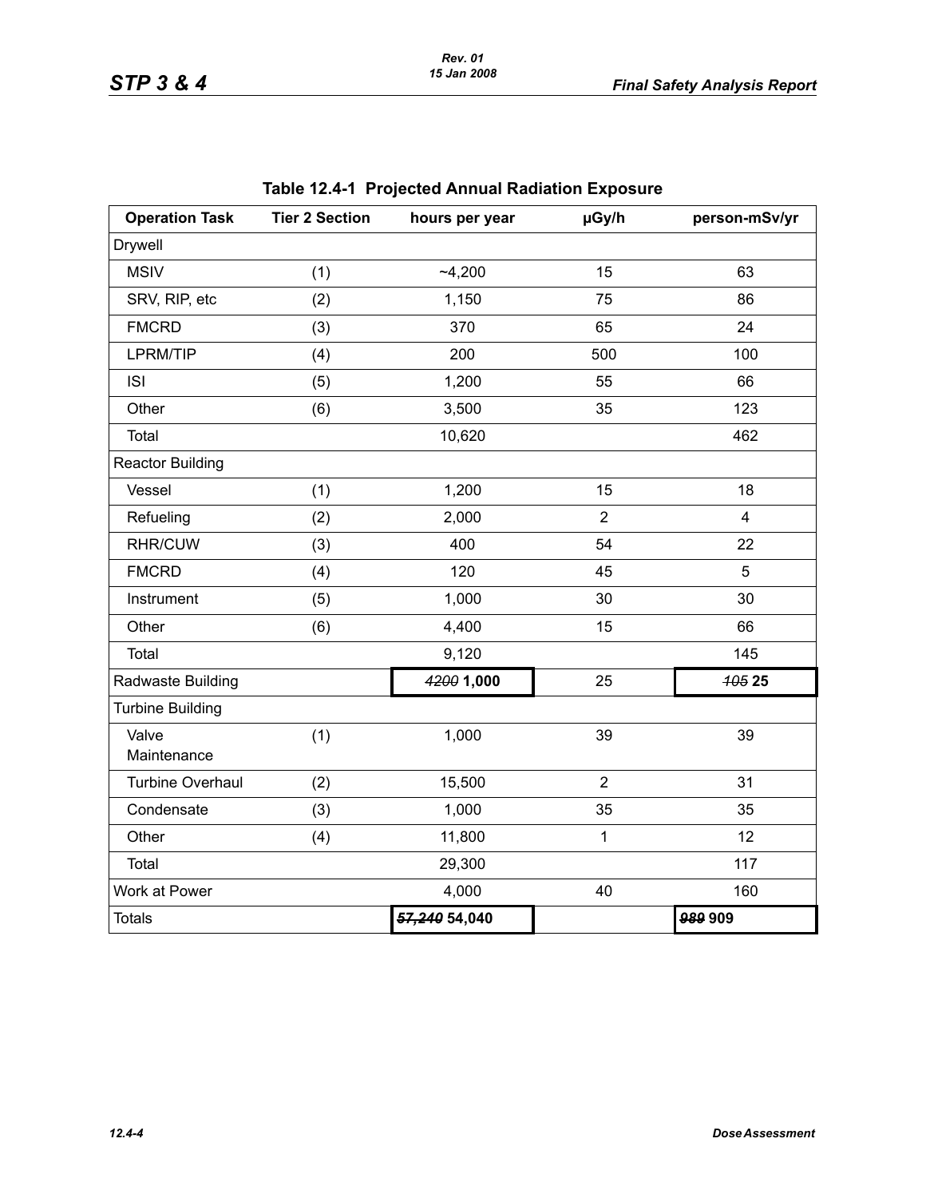**Table 12.4-1 Projected Annual Radiation Exposure**

| Operation Task | Tier 2 Section | hours per year | μGy/h | person-mSv/yr |
|---|---|---|---|---|
| Drywell | | | | |
| MSIV | (1) | ~4,200 | 15 | 63 |
| SRV, RIP, etc | (2) | 1,150 | 75 | 86 |
| FMCRD | (3) | 370 | 65 | 24 |
| LPRM/TIP | (4) | 200 | 500 | 100 |
| ISI | (5) | 1,200 | 55 | 66 |
| Other | (6) | 3,500 | 35 | 123 |
| Total | | 10,620 | | 462 |
| Reactor Building | | | | |
| Vessel | (1) | 1,200 | 15 | 18 |
| Refueling | (2) | 2,000 | 2 | 4 |
| RHR/CUW | (3) | 400 | 54 | 22 |
| FMCRD | (4) | 120 | 45 | 5 |
| Instrument | (5) | 1,000 | 30 | 30 |
| Other | (6) | 4,400 | 15 | 66 |
| Total | | 9,120 | | 145 |
| Radwaste Building | | ~~*4200*~~ **1,000** | 25 | ~~*105*~~ **25** |
| Turbine Building | | | | |
| Valve Maintenance | (1) | 1,000 | 39 | 39 |
| Turbine Overhaul | (2) | 15,500 | 2 | 31 |
| Condensate | (3) | 1,000 | 35 | 35 |
| Other | (4) | 11,800 | 1 | 12 |
| Total | | 29,300 | | 117 |
| Work at Power | | 4,000 | 40 | 160 |
| Totals | | ~~***57,240***~~ **54,040** | | ~~***989***~~ **909** |